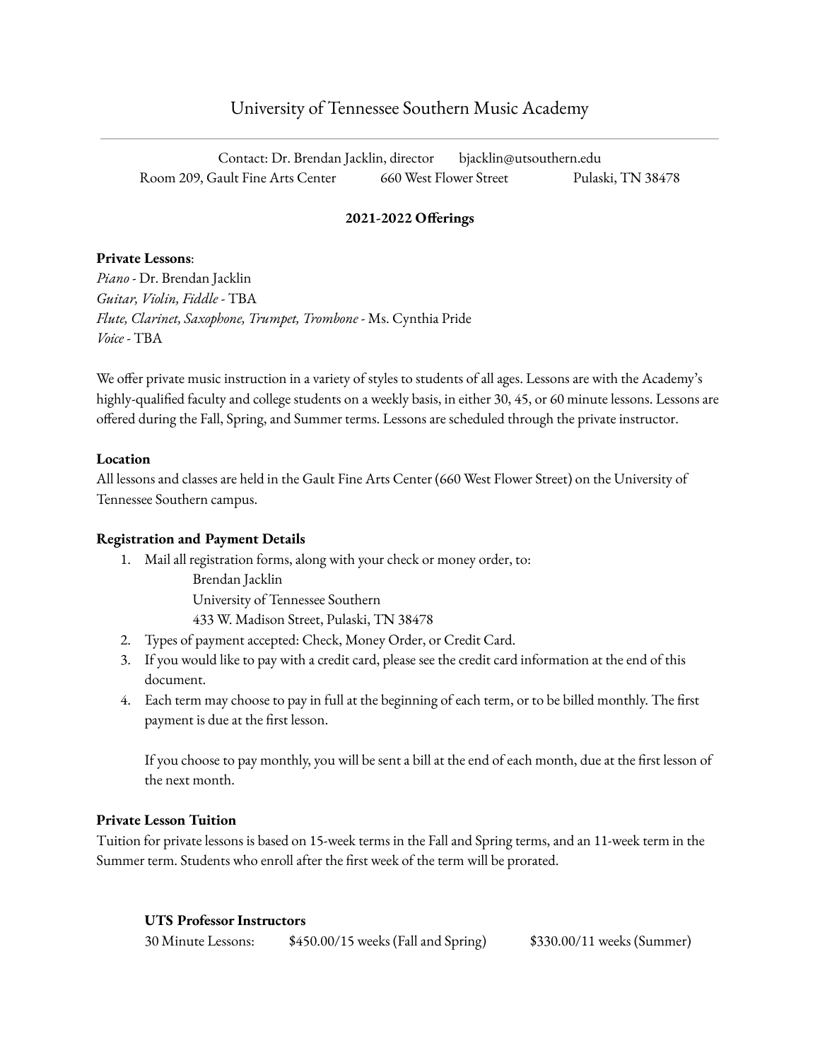# University of Tennessee Southern Music Academy

Contact: Dr. Brendan Jacklin, director bjacklin@utsouthern.edu
Room 209, Gault Fine Arts Center 660 West Flower Street Pulaski, TN 38478

**2021-2022 Offerings**

**Private Lessons**:
*Piano* - Dr. Brendan Jacklin
*Guitar, Violin, Fiddle* - TBA
*Flute, Clarinet, Saxophone, Trumpet, Trombone* - Ms. Cynthia Pride
*Voice* - TBA

We offer private music instruction in a variety of styles to students of all ages. Lessons are with the Academy's highly-qualified faculty and college students on a weekly basis, in either 30, 45, or 60 minute lessons. Lessons are offered during the Fall, Spring, and Summer terms. Lessons are scheduled through the private instructor.

**Location**
All lessons and classes are held in the Gault Fine Arts Center (660 West Flower Street) on the University of Tennessee Southern campus.

**Registration and Payment Details**

1. Mail all registration forms, along with your check or money order, to:
   Brendan Jacklin
   University of Tennessee Southern
   433 W. Madison Street, Pulaski, TN 38478
2. Types of payment accepted: Check, Money Order, or Credit Card.
3. If you would like to pay with a credit card, please see the credit card information at the end of this document.
4. Each term may choose to pay in full at the beginning of each term, or to be billed monthly. The first payment is due at the first lesson.

   If you choose to pay monthly, you will be sent a bill at the end of each month, due at the first lesson of the next month.

**Private Lesson Tuition**
Tuition for private lessons is based on 15-week terms in the Fall and Spring terms, and an 11-week term in the Summer term. Students who enroll after the first week of the term will be prorated.

**UTS Professor Instructors**

| | | |
|---|---|---|
| 30 Minute Lessons: | $450.00/15 weeks (Fall and Spring) | $330.00/11 weeks (Summer) |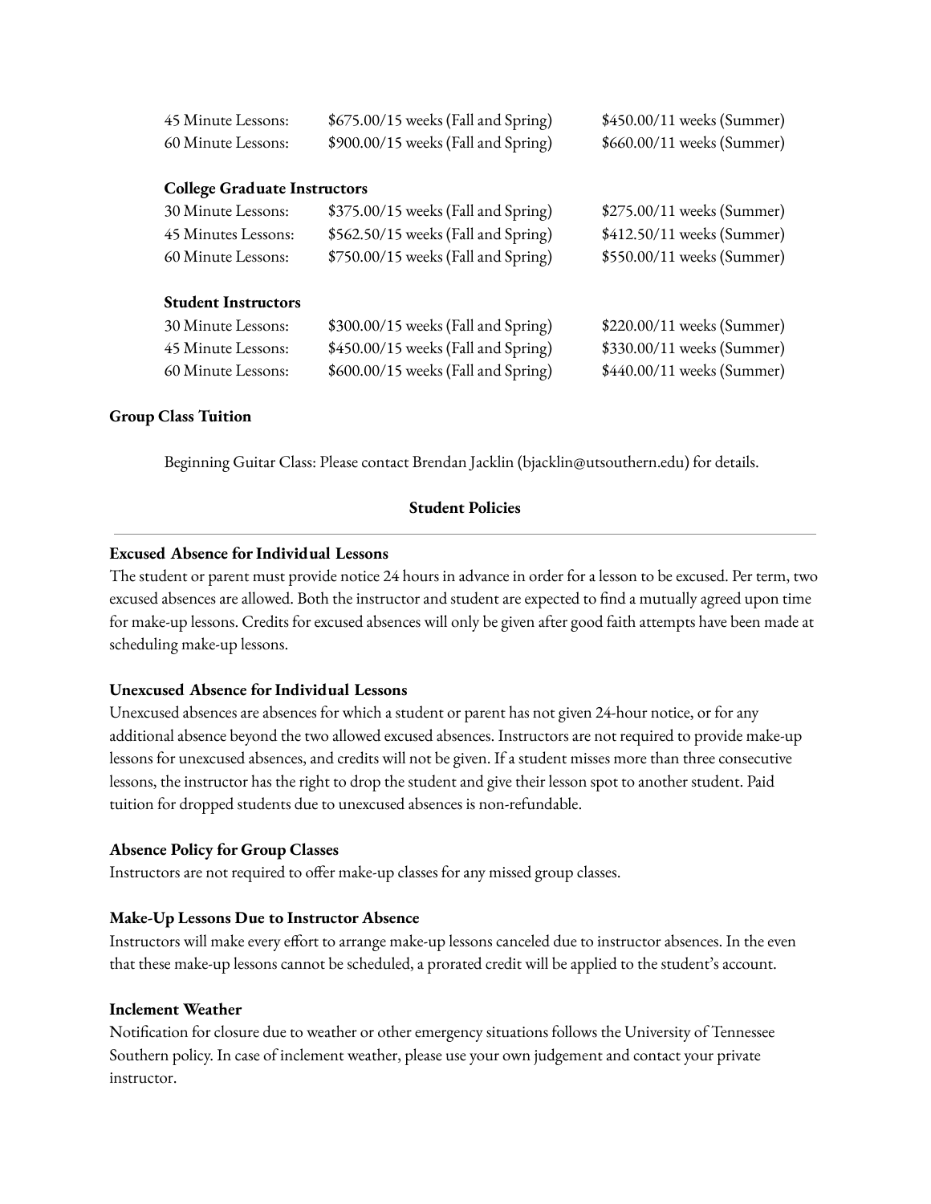| | | |
|---|---|---|
| 45 Minute Lessons: | $675.00/15 weeks (Fall and Spring) | $450.00/11 weeks (Summer) |
| 60 Minute Lessons: | $900.00/15 weeks (Fall and Spring) | $660.00/11 weeks (Summer) |

**College Graduate Instructors**

| | | |
|---|---|---|
| 30 Minute Lessons: | $375.00/15 weeks (Fall and Spring) | $275.00/11 weeks (Summer) |
| 45 Minutes Lessons: | $562.50/15 weeks (Fall and Spring) | $412.50/11 weeks (Summer) |
| 60 Minute Lessons: | $750.00/15 weeks (Fall and Spring) | $550.00/11 weeks (Summer) |

**Student Instructors**

| | | |
|---|---|---|
| 30 Minute Lessons: | $300.00/15 weeks (Fall and Spring) | $220.00/11 weeks (Summer) |
| 45 Minute Lessons: | $450.00/15 weeks (Fall and Spring) | $330.00/11 weeks (Summer) |
| 60 Minute Lessons: | $600.00/15 weeks (Fall and Spring) | $440.00/11 weeks (Summer) |

**Group Class Tuition**

Beginning Guitar Class: Please contact Brendan Jacklin (bjacklin@utsouthern.edu) for details.

## Student Policies

---

**Excused Absence for Individual Lessons**

The student or parent must provide notice 24 hours in advance in order for a lesson to be excused. Per term, two excused absences are allowed. Both the instructor and student are expected to find a mutually agreed upon time for make-up lessons. Credits for excused absences will only be given after good faith attempts have been made at scheduling make-up lessons.

**Unexcused Absence for Individual Lessons**

Unexcused absences are absences for which a student or parent has not given 24-hour notice, or for any additional absence beyond the two allowed excused absences. Instructors are not required to provide make-up lessons for unexcused absences, and credits will not be given. If a student misses more than three consecutive lessons, the instructor has the right to drop the student and give their lesson spot to another student. Paid tuition for dropped students due to unexcused absences is non-refundable.

**Absence Policy for Group Classes**

Instructors are not required to offer make-up classes for any missed group classes.

**Make-Up Lessons Due to Instructor Absence**

Instructors will make every effort to arrange make-up lessons canceled due to instructor absences. In the even that these make-up lessons cannot be scheduled, a prorated credit will be applied to the student's account.

**Inclement Weather**

Notification for closure due to weather or other emergency situations follows the University of Tennessee Southern policy. In case of inclement weather, please use your own judgement and contact your private instructor.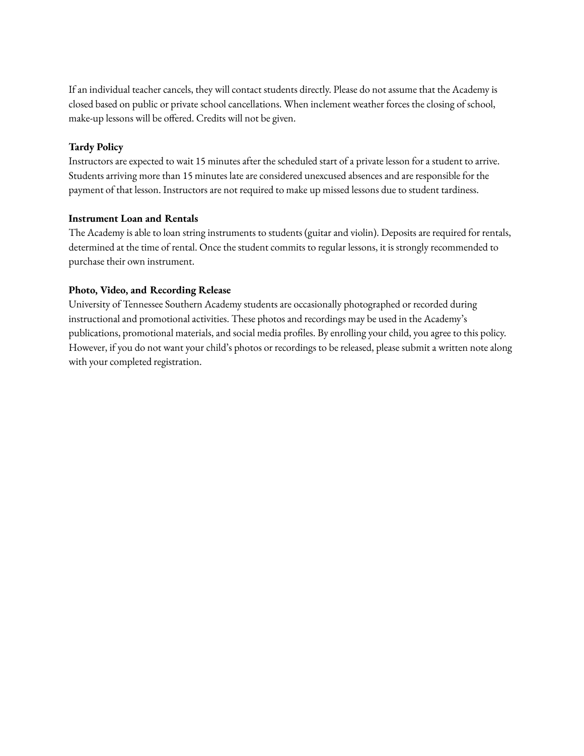If an individual teacher cancels, they will contact students directly. Please do not assume that the Academy is closed based on public or private school cancellations. When inclement weather forces the closing of school, make-up lessons will be offered. Credits will not be given.

**Tardy Policy**

Instructors are expected to wait 15 minutes after the scheduled start of a private lesson for a student to arrive. Students arriving more than 15 minutes late are considered unexcused absences and are responsible for the payment of that lesson. Instructors are not required to make up missed lessons due to student tardiness.

**Instrument Loan and Rentals**

The Academy is able to loan string instruments to students (guitar and violin). Deposits are required for rentals, determined at the time of rental. Once the student commits to regular lessons, it is strongly recommended to purchase their own instrument.

**Photo, Video, and Recording Release**

University of Tennessee Southern Academy students are occasionally photographed or recorded during instructional and promotional activities. These photos and recordings may be used in the Academy's publications, promotional materials, and social media profiles. By enrolling your child, you agree to this policy. However, if you do not want your child's photos or recordings to be released, please submit a written note along with your completed registration.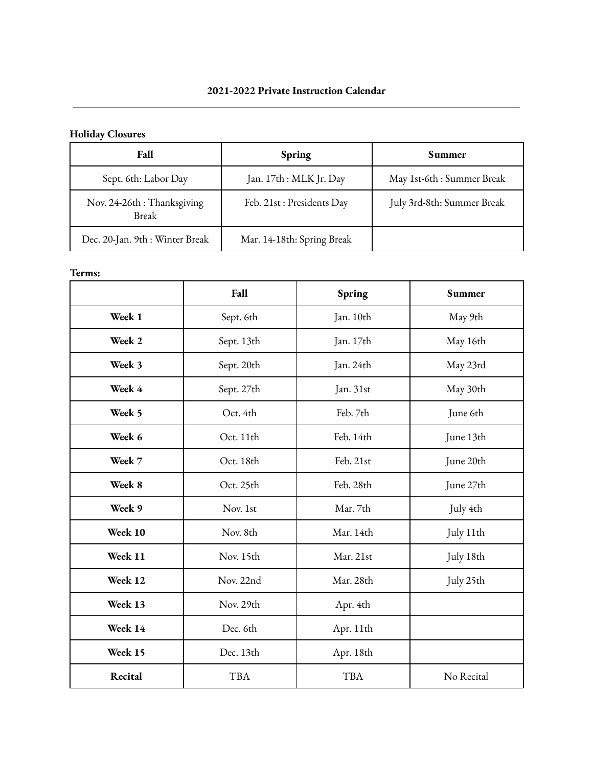# 2021-2022 Private Instruction Calendar

---

**Holiday Closures**

| Fall | Spring | Summer |
| --- | --- | --- |
| Sept. 6th: Labor Day | Jan. 17th : MLK Jr. Day | May 1st-6th : Summer Break |
| Nov. 24-26th : Thanksgiving Break | Feb. 21st : Presidents Day | July 3rd-8th: Summer Break |
| Dec. 20-Jan. 9th : Winter Break | Mar. 14-18th: Spring Break | |

**Terms:**

| | Fall | Spring | Summer |
| --- | --- | --- | --- |
| **Week 1** | Sept. 6th | Jan. 10th | May 9th |
| **Week 2** | Sept. 13th | Jan. 17th | May 16th |
| **Week 3** | Sept. 20th | Jan. 24th | May 23rd |
| **Week 4** | Sept. 27th | Jan. 31st | May 30th |
| **Week 5** | Oct. 4th | Feb. 7th | June 6th |
| **Week 6** | Oct. 11th | Feb. 14th | June 13th |
| **Week 7** | Oct. 18th | Feb. 21st | June 20th |
| **Week 8** | Oct. 25th | Feb. 28th | June 27th |
| **Week 9** | Nov. 1st | Mar. 7th | July 4th |
| **Week 10** | Nov. 8th | Mar. 14th | July 11th |
| **Week 11** | Nov. 15th | Mar. 21st | July 18th |
| **Week 12** | Nov. 22nd | Mar. 28th | July 25th |
| **Week 13** | Nov. 29th | Apr. 4th | |
| **Week 14** | Dec. 6th | Apr. 11th | |
| **Week 15** | Dec. 13th | Apr. 18th | |
| **Recital** | TBA | TBA | No Recital |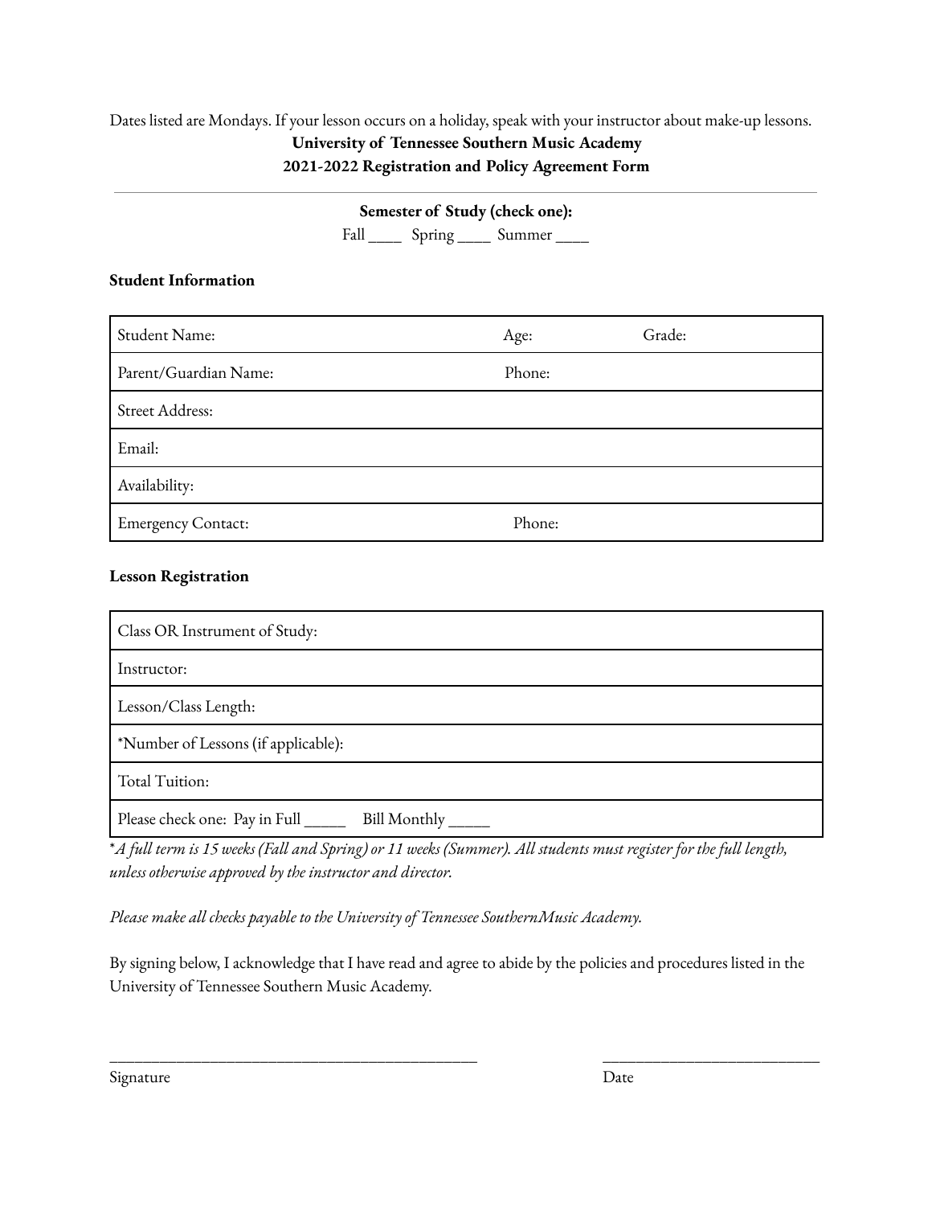Dates listed are Mondays. If your lesson occurs on a holiday, speak with your instructor about make-up lessons.

**University of Tennessee Southern Music Academy**

**2021-2022 Registration and Policy Agreement Form**

---

**Semester of Study (check one):**

Fall ____ Spring ____ Summer ____

**Student Information**

| | | |
|---|---|---|
| Student Name: | Age: | Grade: |
| Parent/Guardian Name: | Phone: | |
| Street Address: | | |
| Email: | | |
| Availability: | | |
| Emergency Contact: | Phone: | |

**Lesson Registration**

| |
|---|
| Class OR Instrument of Study: |
| Instructor: |
| Lesson/Class Length: |
| *Number of Lessons (if applicable): |
| Total Tuition: |
| Please check one: Pay in Full _____ Bill Monthly _____ |

**A full term is 15 weeks (Fall and Spring) or 11 weeks (Summer). All students must register for the full length, unless otherwise approved by the instructor and director.*

*Please make all checks payable to the University of Tennessee SouthernMusic Academy.*

By signing below, I acknowledge that I have read and agree to abide by the policies and procedures listed in the University of Tennessee Southern Music Academy.

_______________________________________________ ____________________________

Signature Date